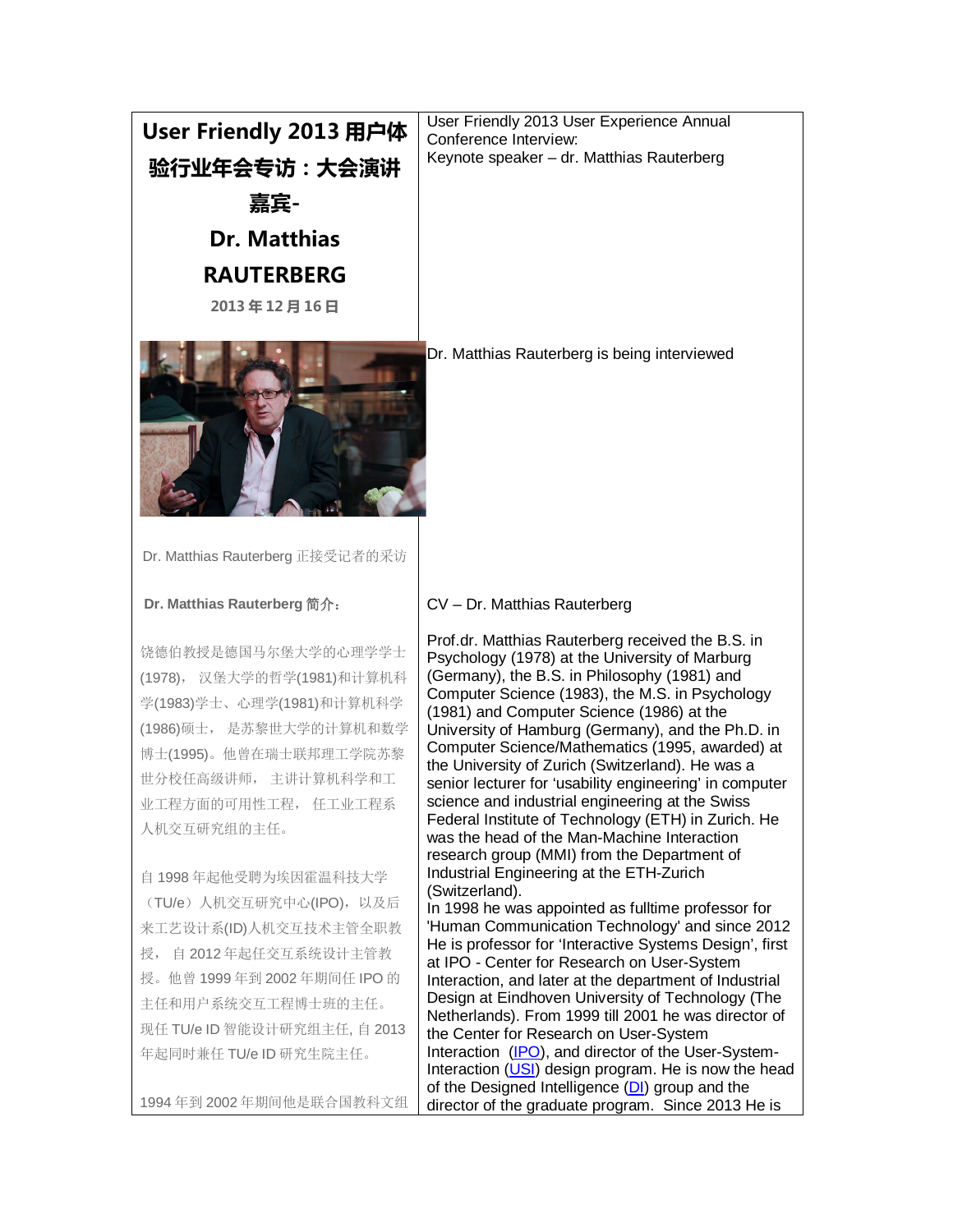| **User Friendly 2013 用户体验行业年会专访：大会演讲嘉宾- Dr. Matthias RAUTERBERG**<br>**2013 年 12 月 16 日** | User Friendly 2013 User Experience Annual Conference Interview:<br>Keynote speaker – dr. Matthias Rauterberg |
| --- | --- |
| Dr. Matthias Rauterberg 正接受记者的采访 | Dr. Matthias Rauterberg is being interviewed |
| **Dr. Matthias Rauterberg 简介：** | CV – Dr. Matthias Rauterberg |
| 饶德伯教授是德国马尔堡大学的心理学学士(1978)， 汉堡大学的哲学(1981)和计算机科学(1983)学士、心理学(1981)和计算机科学(1986)硕士， 是苏黎世大学的计算机和数学博士(1995)。他曾在瑞士联邦理工学院苏黎世分校任高级讲师， 主讲计算机科学和工业工程方面的可用性工程， 任工业工程系人机交互研究组的主任。<br><br>自 1998 年起他受聘为埃因霍温科技大学（TU/e）人机交互研究中心(IPO)，以及后来工艺设计系(ID)人机交互技术主管全职教授， 自 2012 年起任交互系统设计主管教授。他曾 1999 年到 2002 年期间任 IPO 的主任和用户系统交互工程博士班的主任。现任 TU/e ID 智能设计研究组主任, 自 2013 年起同时兼任 TU/e ID 研究生院主任。<br><br>1994 年到 2002 年期间他是联合国教科文组 | Prof.dr. Matthias Rauterberg received the B.S. in Psychology (1978) at the University of Marburg (Germany), the B.S. in Philosophy (1981) and Computer Science (1983), the M.S. in Psychology (1981) and Computer Science (1986) at the University of Hamburg (Germany), and the Ph.D. in Computer Science/Mathematics (1995, awarded) at the University of Zurich (Switzerland). He was a senior lecturer for 'usability engineering' in computer science and industrial engineering at the Swiss Federal Institute of Technology (ETH) in Zurich. He was the head of the Man-Machine Interaction research group (MMI) from the Department of Industrial Engineering at the ETH-Zurich (Switzerland).<br>In 1998 he was appointed as fulltime professor for 'Human Communication Technology' and since 2012 He is professor for 'Interactive Systems Design', first at IPO - Center for Research on User-System Interaction, and later at the department of Industrial Design at Eindhoven University of Technology (The Netherlands). From 1999 till 2001 he was director of the Center for Research on User-System Interaction (IPO), and director of the User-System-Interaction (USI) design program. He is now the head of the Designed Intelligence (DI) group and the director of the graduate program. Since 2013 He is |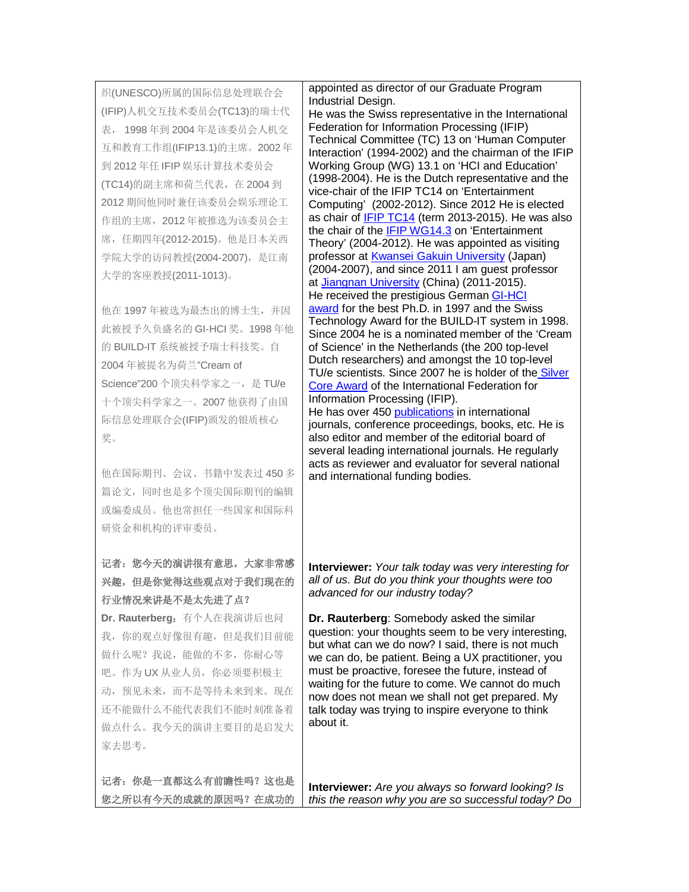| | |
|---|---|
| 织(UNESCO)所属的国际信息处理联合会(IFIP)人机交互技术委员会(TC13)的瑞士代表， 1998 年到 2004 年是该委员会人机交互和教育工作组(IFIP13.1)的主席。2002 年到 2012 年任 IFIP 娱乐计算技术委员会(TC14)的副主席和荷兰代表，在 2004 到 2012 期间他同时兼任该委员会娱乐理论工作组的主席，2012 年被推选为该委员会主席，任期四年(2012-2015)。他是日本关西学院大学的访问教授(2004-2007)，是江南大学的客座教授(2011-1013)。<br><br>他在 1997 年被选为最杰出的博士生，并因此被授予久负盛名的 GI-HCI 奖。1998 年他的 BUILD-IT 系统被授予瑞士科技奖。自 2004 年被提名为荷兰"Cream of Science"200 个顶尖科学家之一，是 TU/e 十个顶尖科学家之一。2007 他获得了由国际信息处理联合会(IFIP)颁发的银质核心奖。<br><br>他在国际期刊、会议、书籍中发表过 450 多篇论文，同时也是多个顶尖国际期刊的编辑或编委成员。他也常担任一些国家和国际科研资金和机构的评审委员。 | appointed as director of our Graduate Program Industrial Design.<br>He was the Swiss representative in the International Federation for Information Processing (IFIP) Technical Committee (TC) 13 on 'Human Computer Interaction' (1994-2002) and the chairman of the IFIP Working Group (WG) 13.1 on 'HCI and Education' (1998-2004). He is the Dutch representative and the vice-chair of the IFIP TC14 on 'Entertainment Computing' (2002-2012). Since 2012 He is elected as chair of IFIP TC14 (term 2013-2015). He was also the chair of the IFIP WG14.3 on 'Entertainment Theory' (2004-2012). He was appointed as visiting professor at Kwansei Gakuin University (Japan) (2004-2007), and since 2011 I am guest professor at Jiangnan University (China) (2011-2015).<br>He received the prestigious German GI-HCI award for the best Ph.D. in 1997 and the Swiss Technology Award for the BUILD-IT system in 1998. Since 2004 he is a nominated member of the 'Cream of Science' in the Netherlands (the 200 top-level Dutch researchers) and amongst the 10 top-level TU/e scientists. Since 2007 he is holder of the Silver Core Award of the International Federation for Information Processing (IFIP).<br>He has over 450 publications in international journals, conference proceedings, books, etc. He is also editor and member of the editorial board of several leading international journals. He regularly acts as reviewer and evaluator for several national and international funding bodies. |
| **记者：您今天的演讲很有意思，大家非常感兴趣，但是你觉得这些观点对于我们现在的行业情况来讲是不是太先进了点？**<br>**Dr. Rauterberg**：有个人在我演讲后也问我，你的观点好像很有趣，但是我们目前能做什么呢？我说，能做的不多，你耐心等吧。作为 UX 从业人员，你必须要积极主动，预见未来，而不是等待未来到来。现在还不能做什么不能代表我们不能时刻准备着做点什么。我今天的演讲主要目的是启发大家去思考。 | **Interviewer:** *Your talk today was very interesting for all of us. But do you think your thoughts were too advanced for our industry today?*<br><br>**Dr. Rauterberg**: Somebody asked the similar question: your thoughts seem to be very interesting, but what can we do now? I said, there is not much we can do, be patient. Being a UX practitioner, you must be proactive, foresee the future, instead of waiting for the future to come. We cannot do much now does not mean we shall not get prepared. My talk today was trying to inspire everyone to think about it. |
| **记者：你是一直都这么有前瞻性吗？这也是您之所以有今天的成就的原因吗？在成功的** | **Interviewer:** *Are you always so forward looking? Is this the reason why you are so successful today? Do* |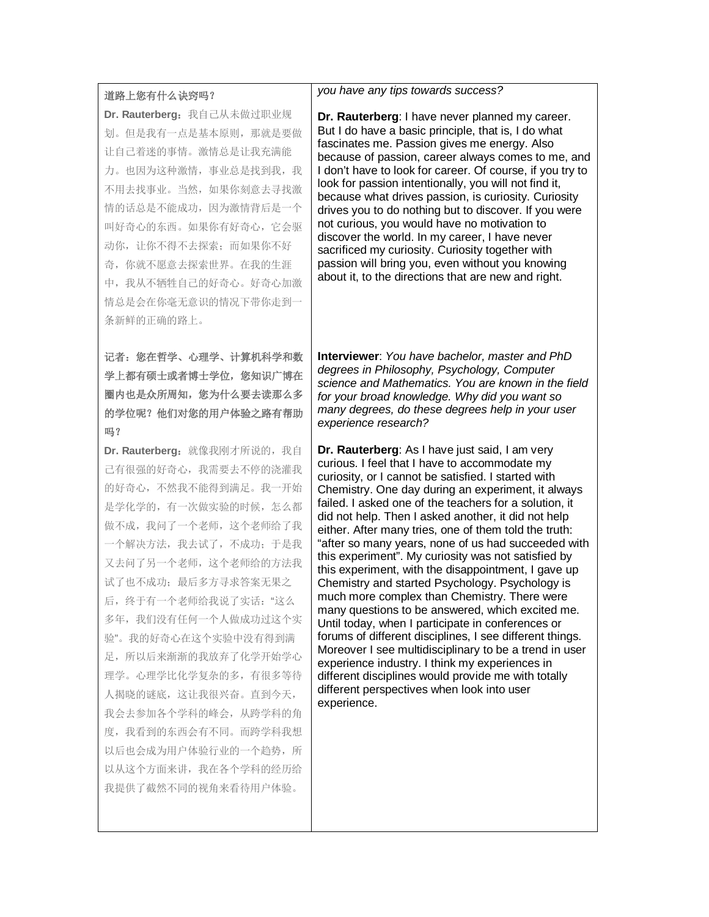| | |
|---|---|
| **道路上您有什么诀窍吗？**<br><br>**Dr. Rauterberg**：我自己从未做过职业规划。但是我有一点是基本原则，那就是要做让自己着迷的事情。激情总是让我充满能力。也因为这种激情，事业总是找到我，我不用去找事业。当然，如果你刻意去寻找激情的话总是不能成功，因为激情背后是一个叫好奇心的东西。如果你有好奇心，它会驱动你，让你不得不去探索；而如果你不好奇，你就不愿意去探索世界。在我的生涯中，我从不牺牲自己的好奇心。好奇心加激情总是会在你毫无意识的情况下带你走到一条新鲜的正确的路上。 | *you have any tips towards success?*<br><br>**Dr. Rauterberg**: I have never planned my career. But I do have a basic principle, that is, I do what fascinates me. Passion gives me energy. Also because of passion, career always comes to me, and I don't have to look for career. Of course, if you try to look for passion intentionally, you will not find it, because what drives passion, is curiosity. Curiosity drives you to do nothing but to discover. If you were not curious, you would have no motivation to discover the world. In my career, I have never sacrificed my curiosity. Curiosity together with passion will bring you, even without you knowing about it, to the directions that are new and right. |
| **记者：您在哲学、心理学、计算机科学和数学上都有硕士或者博士学位，您知识广博在圈内也是众所周知，您为什么要去读那么多的学位呢？他们对您的用户体验之路有帮助吗？**<br><br>**Dr. Rauterberg**：就像我刚才所说的，我自己有很强的好奇心，我需要去不停的浇灌我的好奇心，不然我不能得到满足。我一开始是学化学的，有一次做实验的时候，怎么都做不成，我问了一个老师，这个老师给了我一个解决方法，我去试了，不成功；于是我又去问了另一个老师，这个老师给的方法我试了也不成功；最后多方寻求答案无果之后，终于有一个老师给我说了实话："这么多年，我们没有任何一个人做成功过这个实验"。我的好奇心在这个实验中没有得到满足，所以后来渐渐的我放弃了化学开始学心理学。心理学比化学复杂的多，有很多等待人揭晓的谜底，这让我很兴奋。直到今天，我会去参加各个学科的峰会，从跨学科的角度，我看到的东西会有不同。而跨学科我想以后也会成为用户体验行业的一个趋势，所以从这个方面来讲，我在各个学科的经历给我提供了截然不同的视角来看待用户体验。 | **Interviewer**: *You have bachelor, master and PhD degrees in Philosophy, Psychology, Computer science and Mathematics. You are known in the field for your broad knowledge. Why did you want so many degrees, do these degrees help in your user experience research?*<br><br>**Dr. Rauterberg**: As I have just said, I am very curious. I feel that I have to accommodate my curiosity, or I cannot be satisfied. I started with Chemistry. One day during an experiment, it always failed. I asked one of the teachers for a solution, it did not help. Then I asked another, it did not help either. After many tries, one of them told the truth: "after so many years, none of us had succeeded with this experiment". My curiosity was not satisfied by this experiment, with the disappointment, I gave up Chemistry and started Psychology. Psychology is much more complex than Chemistry. There were many questions to be answered, which excited me. Until today, when I participate in conferences or forums of different disciplines, I see different things. Moreover I see multidisciplinary to be a trend in user experience industry. I think my experiences in different disciplines would provide me with totally different perspectives when look into user experience. |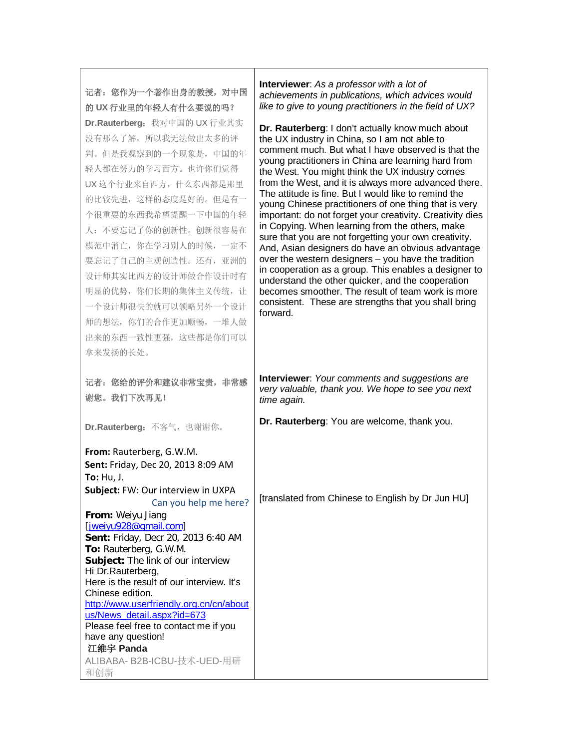| | |
|---|---|
| **记者：您作为一个著作出身的教授，对中国的 UX 行业里的年轻人有什么要说的吗？**<br>**Dr.Rauterberg**：我对中国的 UX 行业其实没有那么了解，所以我无法做出太多的评判。但是我观察到的一个现象是，中国的年轻人都在努力的学习西方。也许你们觉得 UX 这个行业来自西方，什么东西都是那里的比较先进，这样的态度是好的。但是有一个很重要的东西我希望提醒一下中国的年轻人：不要忘记了你的创新性。创新很容易在模范中消亡，你在学习别人的时候，一定不要忘记了自己的主观创造性。还有，亚洲的设计师其实比西方的设计师做合作设计时有明显的优势，你们长期的集体主义传统，让一个设计师很快的就可以领略另外一个设计师的想法，你们的合作更加顺畅，一堆人做出来的东西一致性更强，这些都是你们可以拿来发扬的长处。 | **Interviewer**: *As a professor with a lot of achievements in publications, which advices would like to give to young practitioners in the field of UX?*<br><br>**Dr. Rauterberg**: I don't actually know much about the UX industry in China, so I am not able to comment much. But what I have observed is that the young practitioners in China are learning hard from the West. You might think the UX industry comes from the West, and it is always more advanced there. The attitude is fine. But I would like to remind the young Chinese practitioners of one thing that is very important: do not forget your creativity. Creativity dies in Copying. When learning from the others, make sure that you are not forgetting your own creativity. And, Asian designers do have an obvious advantage over the western designers – you have the tradition in cooperation as a group. This enables a designer to understand the other quicker, and the cooperation becomes smoother. The result of team work is more consistent. These are strengths that you shall bring forward. |
| **记者：您给的评价和建议非常宝贵，非常感谢您。我们下次再见！**<br><br>**Dr.Rauterberg**：不客气，也谢谢你。 | **Interviewer**: *Your comments and suggestions are very valuable, thank you. We hope to see you next time again.*<br><br>**Dr. Rauterberg**: You are welcome, thank you. |
| **From:** Rauterberg, G.W.M.<br>**Sent:** Friday, Dec 20, 2013 8:09 AM<br>**To:** Hu, J.<br>**Subject:** FW: Our interview in UXPA<br>Can you help me here?<br>**From:** Weiyu Jiang [jweiyu928@gmail.com]<br>**Sent:** Friday, Decr 20, 2013 6:40 AM<br>**To:** Rauterberg, G.W.M.<br>**Subject:** The link of our interview<br>Hi Dr.Rauterberg,<br>Here is the result of our interview. It's Chinese edition.<br>http://www.userfriendly.org.cn/cn/aboutus/News_detail.aspx?id=673<br>Please feel free to contact me if you have any question!<br>**江维宇 Panda**<br>ALIBABA- B2B-ICBU-技术-UED-用研和创新 | [translated from Chinese to English by Dr Jun HU] |